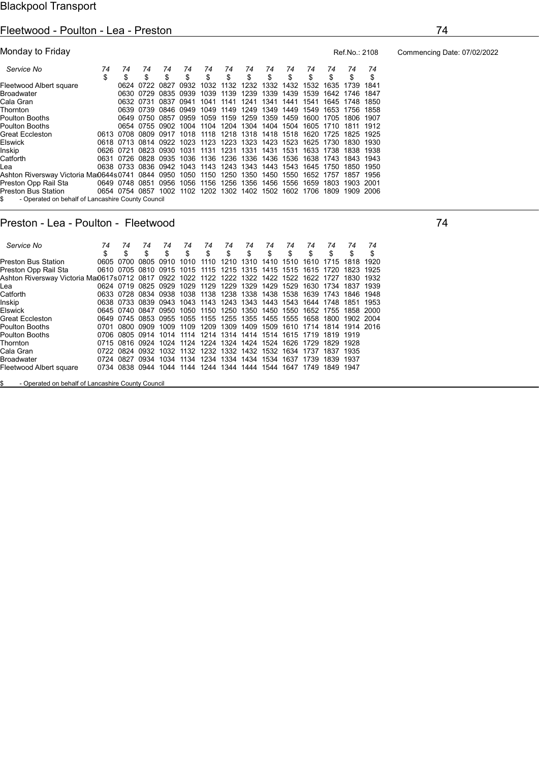Blackpool Transport

## Fleetwood - Poulton - Lea - Preston 74

Monday to Friday

Ref.No.: 2108 Commencing Date: 07/02/2022

| Service No | 74 | 74 | 74 | 74 | 74 | 74 | 74 | 74 | 74 | 74 | 74 | 74 | 74 | 74 |
|---|---|---|---|---|---|---|---|---|---|---|---|---|---|---|
| | $ | $ | $ | $ | $ | $ | $ | $ | $ | $ | $ | $ | $ | $ |
| Fleetwood Albert square | | 0624 | 0722 | 0827 | 0932 | 1032 | 1132 | 1232 | 1332 | 1432 | 1532 | 1635 | 1739 | 1841 |
| Broadwater | | 0630 | 0729 | 0835 | 0939 | 1039 | 1139 | 1239 | 1339 | 1439 | 1539 | 1642 | 1746 | 1847 |
| Cala Gran | | 0632 | 0731 | 0837 | 0941 | 1041 | 1141 | 1241 | 1341 | 1441 | 1541 | 1645 | 1748 | 1850 |
| Thornton | | 0639 | 0739 | 0846 | 0949 | 1049 | 1149 | 1249 | 1349 | 1449 | 1549 | 1653 | 1756 | 1858 |
| Poulton Booths | | 0649 | 0750 | 0857 | 0959 | 1059 | 1159 | 1259 | 1359 | 1459 | 1600 | 1705 | 1806 | 1907 |
| Poulton Booths | | 0654 | 0755 | 0902 | 1004 | 1104 | 1204 | 1304 | 1404 | 1504 | 1605 | 1710 | 1811 | 1912 |
| Great Eccleston | 0613 | 0708 | 0809 | 0917 | 1018 | 1118 | 1218 | 1318 | 1418 | 1518 | 1620 | 1725 | 1825 | 1925 |
| Elswick | 0618 | 0713 | 0814 | 0922 | 1023 | 1123 | 1223 | 1323 | 1423 | 1523 | 1625 | 1730 | 1830 | 1930 |
| Inskip | 0626 | 0721 | 0823 | 0930 | 1031 | 1131 | 1231 | 1331 | 1431 | 1531 | 1633 | 1738 | 1838 | 1938 |
| Catforth | 0631 | 0726 | 0828 | 0935 | 1036 | 1136 | 1236 | 1336 | 1436 | 1536 | 1638 | 1743 | 1843 | 1943 |
| Lea | 0638 | 0733 | 0836 | 0942 | 1043 | 1143 | 1243 | 1343 | 1443 | 1543 | 1645 | 1750 | 1850 | 1950 |
| Ashton Riversway Victoria Mai | 0644s | 0741 | 0844 | 0950 | 1050 | 1150 | 1250 | 1350 | 1450 | 1550 | 1652 | 1757 | 1857 | 1956 |
| Preston Opp Rail Sta | 0649 | 0748 | 0851 | 0956 | 1056 | 1156 | 1256 | 1356 | 1456 | 1556 | 1659 | 1803 | 1903 | 2001 |
| Preston Bus Station | 0654 | 0754 | 0857 | 1002 | 1102 | 1202 | 1302 | 1402 | 1502 | 1602 | 1706 | 1809 | 1909 | 2006 |

$ - Operated on behalf of Lancashire County Council

## Preston - Lea - Poulton - Fleetwood 74

| Service No | 74 | 74 | 74 | 74 | 74 | 74 | 74 | 74 | 74 | 74 | 74 | 74 | 74 | 74 |
|---|---|---|---|---|---|---|---|---|---|---|---|---|---|---|
| | $ | $ | $ | $ | $ | $ | $ | $ | $ | $ | $ | $ | $ | $ |
| Preston Bus Station | 0605 | 0700 | 0805 | 0910 | 1010 | 1110 | 1210 | 1310 | 1410 | 1510 | 1610 | 1715 | 1818 | 1920 |
| Preston Opp Rail Sta | 0610 | 0705 | 0810 | 0915 | 1015 | 1115 | 1215 | 1315 | 1415 | 1515 | 1615 | 1720 | 1823 | 1925 |
| Ashton Riversway Victoria Mai | 0617s | 0712 | 0817 | 0922 | 1022 | 1122 | 1222 | 1322 | 1422 | 1522 | 1622 | 1727 | 1830 | 1932 |
| Lea | 0624 | 0719 | 0825 | 0929 | 1029 | 1129 | 1229 | 1329 | 1429 | 1529 | 1630 | 1734 | 1837 | 1939 |
| Catforth | 0633 | 0728 | 0834 | 0938 | 1038 | 1138 | 1238 | 1338 | 1438 | 1538 | 1639 | 1743 | 1846 | 1948 |
| Inskip | 0638 | 0733 | 0839 | 0943 | 1043 | 1143 | 1243 | 1343 | 1443 | 1543 | 1644 | 1748 | 1851 | 1953 |
| Elswick | 0645 | 0740 | 0847 | 0950 | 1050 | 1150 | 1250 | 1350 | 1450 | 1550 | 1652 | 1755 | 1858 | 2000 |
| Great Eccleston | 0649 | 0745 | 0853 | 0955 | 1055 | 1155 | 1255 | 1355 | 1455 | 1555 | 1658 | 1800 | 1902 | 2004 |
| Poulton Booths | 0701 | 0800 | 0909 | 1009 | 1109 | 1209 | 1309 | 1409 | 1509 | 1610 | 1714 | 1814 | 1914 | 2016 |
| Poulton Booths | 0706 | 0805 | 0914 | 1014 | 1114 | 1214 | 1314 | 1414 | 1514 | 1615 | 1719 | 1819 | 1919 | |
| Thornton | 0715 | 0816 | 0924 | 1024 | 1124 | 1224 | 1324 | 1424 | 1524 | 1626 | 1729 | 1829 | 1928 | |
| Cala Gran | 0722 | 0824 | 0932 | 1032 | 1132 | 1232 | 1332 | 1432 | 1532 | 1634 | 1737 | 1837 | 1935 | |
| Broadwater | 0724 | 0827 | 0934 | 1034 | 1134 | 1234 | 1334 | 1434 | 1534 | 1637 | 1739 | 1839 | 1937 | |
| Fleetwood Albert square | 0734 | 0838 | 0944 | 1044 | 1144 | 1244 | 1344 | 1444 | 1544 | 1647 | 1749 | 1849 | 1947 | |

$ - Operated on behalf of Lancashire County Council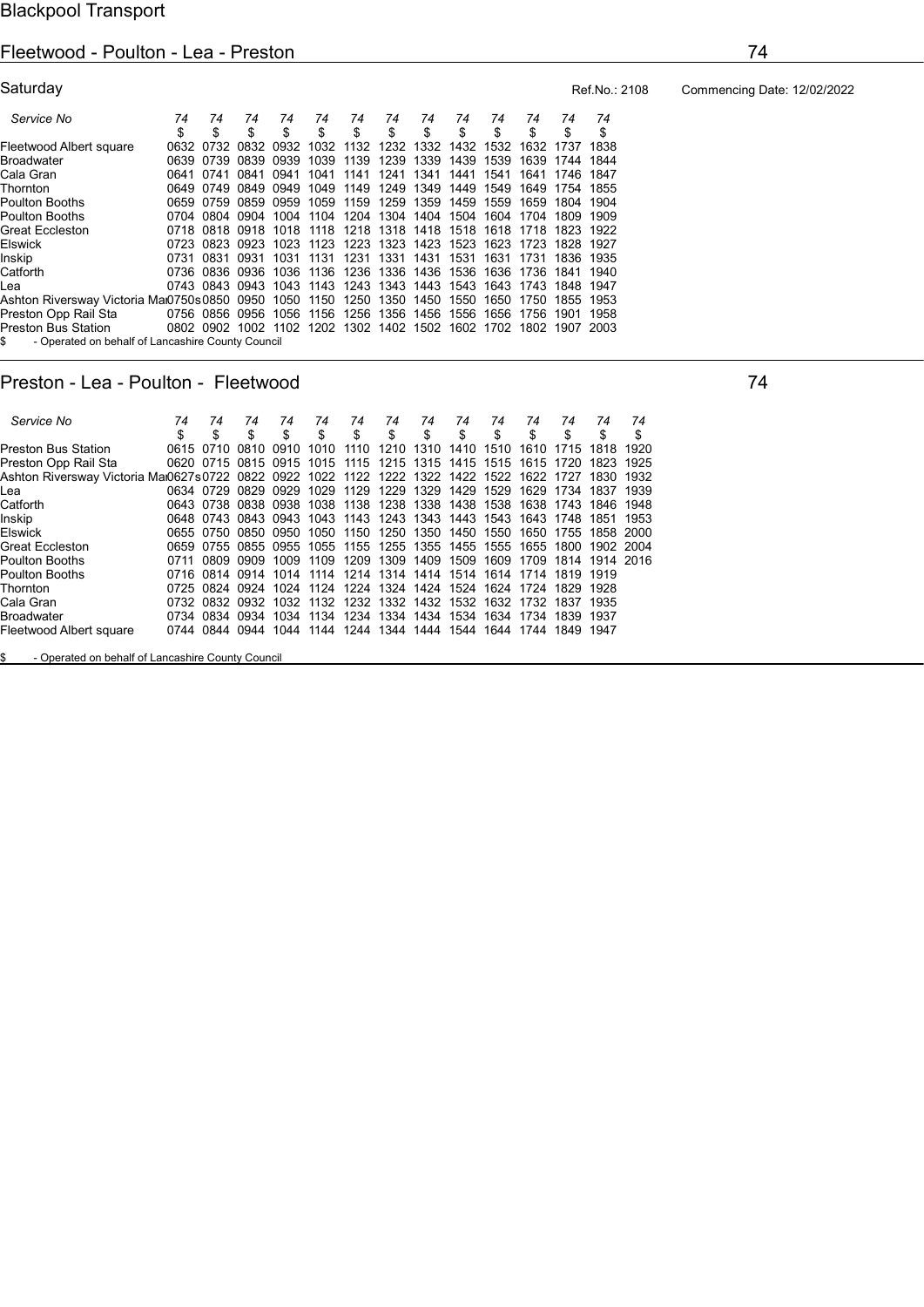Blackpool Transport

## Fleetwood - Poulton - Lea - Preston

74

Saturday

Ref.No.: 2108

Commencing Date: 12/02/2022

| Service No | 74 | 74 | 74 | 74 | 74 | 74 | 74 | 74 | 74 | 74 | 74 | 74 | 74 |
|---|---|---|---|---|---|---|---|---|---|---|---|---|---|
| | $ | $ | $ | $ | $ | $ | $ | $ | $ | $ | $ | $ | $ |
| Fleetwood Albert square | 0632 | 0732 | 0832 | 0932 | 1032 | 1132 | 1232 | 1332 | 1432 | 1532 | 1632 | 1737 | 1838 |
| Broadwater | 0639 | 0739 | 0839 | 0939 | 1039 | 1139 | 1239 | 1339 | 1439 | 1539 | 1639 | 1744 | 1844 |
| Cala Gran | 0641 | 0741 | 0841 | 0941 | 1041 | 1141 | 1241 | 1341 | 1441 | 1541 | 1641 | 1746 | 1847 |
| Thornton | 0649 | 0749 | 0849 | 0949 | 1049 | 1149 | 1249 | 1349 | 1449 | 1549 | 1649 | 1754 | 1855 |
| Poulton Booths | 0659 | 0759 | 0859 | 0959 | 1059 | 1159 | 1259 | 1359 | 1459 | 1559 | 1659 | 1804 | 1904 |
| Poulton Booths | 0704 | 0804 | 0904 | 1004 | 1104 | 1204 | 1304 | 1404 | 1504 | 1604 | 1704 | 1809 | 1909 |
| Great Eccleston | 0718 | 0818 | 0918 | 1018 | 1118 | 1218 | 1318 | 1418 | 1518 | 1618 | 1718 | 1823 | 1922 |
| Elswick | 0723 | 0823 | 0923 | 1023 | 1123 | 1223 | 1323 | 1423 | 1523 | 1623 | 1723 | 1828 | 1927 |
| Inskip | 0731 | 0831 | 0931 | 1031 | 1131 | 1231 | 1331 | 1431 | 1531 | 1631 | 1731 | 1836 | 1935 |
| Catforth | 0736 | 0836 | 0936 | 1036 | 1136 | 1236 | 1336 | 1436 | 1536 | 1636 | 1736 | 1841 | 1940 |
| Lea | 0743 | 0843 | 0943 | 1043 | 1143 | 1243 | 1343 | 1443 | 1543 | 1643 | 1743 | 1848 | 1947 |
| Ashton Riversway Victoria Ma | 0750s | 0850 | 0950 | 1050 | 1150 | 1250 | 1350 | 1450 | 1550 | 1650 | 1750 | 1855 | 1953 |
| Preston Opp Rail Sta | 0756 | 0856 | 0956 | 1056 | 1156 | 1256 | 1356 | 1456 | 1556 | 1656 | 1756 | 1901 | 1958 |
| Preston Bus Station | 0802 | 0902 | 1002 | 1102 | 1202 | 1302 | 1402 | 1502 | 1602 | 1702 | 1802 | 1907 | 2003 |

$ - Operated on behalf of Lancashire County Council

## Preston - Lea - Poulton - Fleetwood

74

| Service No | 74 | 74 | 74 | 74 | 74 | 74 | 74 | 74 | 74 | 74 | 74 | 74 | 74 | 74 |
|---|---|---|---|---|---|---|---|---|---|---|---|---|---|---|
| | $ | $ | $ | $ | $ | $ | $ | $ | $ | $ | $ | $ | $ | $ |
| Preston Bus Station | 0615 | 0710 | 0810 | 0910 | 1010 | 1110 | 1210 | 1310 | 1410 | 1510 | 1610 | 1715 | 1818 | 1920 |
| Preston Opp Rail Sta | 0620 | 0715 | 0815 | 0915 | 1015 | 1115 | 1215 | 1315 | 1415 | 1515 | 1615 | 1720 | 1823 | 1925 |
| Ashton Riversway Victoria Ma | 0627s | 0722 | 0822 | 0922 | 1022 | 1122 | 1222 | 1322 | 1422 | 1522 | 1622 | 1727 | 1830 | 1932 |
| Lea | 0634 | 0729 | 0829 | 0929 | 1029 | 1129 | 1229 | 1329 | 1429 | 1529 | 1629 | 1734 | 1837 | 1939 |
| Catforth | 0643 | 0738 | 0838 | 0938 | 1038 | 1138 | 1238 | 1338 | 1438 | 1538 | 1638 | 1743 | 1846 | 1948 |
| Inskip | 0648 | 0743 | 0843 | 0943 | 1043 | 1143 | 1243 | 1343 | 1443 | 1543 | 1643 | 1748 | 1851 | 1953 |
| Elswick | 0655 | 0750 | 0850 | 0950 | 1050 | 1150 | 1250 | 1350 | 1450 | 1550 | 1650 | 1755 | 1858 | 2000 |
| Great Eccleston | 0659 | 0755 | 0855 | 0955 | 1055 | 1155 | 1255 | 1355 | 1455 | 1555 | 1655 | 1800 | 1902 | 2004 |
| Poulton Booths | 0711 | 0809 | 0909 | 1009 | 1109 | 1209 | 1309 | 1409 | 1509 | 1609 | 1709 | 1814 | 1914 | 2016 |
| Poulton Booths | 0716 | 0814 | 0914 | 1014 | 1114 | 1214 | 1314 | 1414 | 1514 | 1614 | 1714 | 1819 | 1919 | |
| Thornton | 0725 | 0824 | 0924 | 1024 | 1124 | 1224 | 1324 | 1424 | 1524 | 1624 | 1724 | 1829 | 1928 | |
| Cala Gran | 0732 | 0832 | 0932 | 1032 | 1132 | 1232 | 1332 | 1432 | 1532 | 1632 | 1732 | 1837 | 1935 | |
| Broadwater | 0734 | 0834 | 0934 | 1034 | 1134 | 1234 | 1334 | 1434 | 1534 | 1634 | 1734 | 1839 | 1937 | |
| Fleetwood Albert square | 0744 | 0844 | 0944 | 1044 | 1144 | 1244 | 1344 | 1444 | 1544 | 1644 | 1744 | 1849 | 1947 | |

$ - Operated on behalf of Lancashire County Council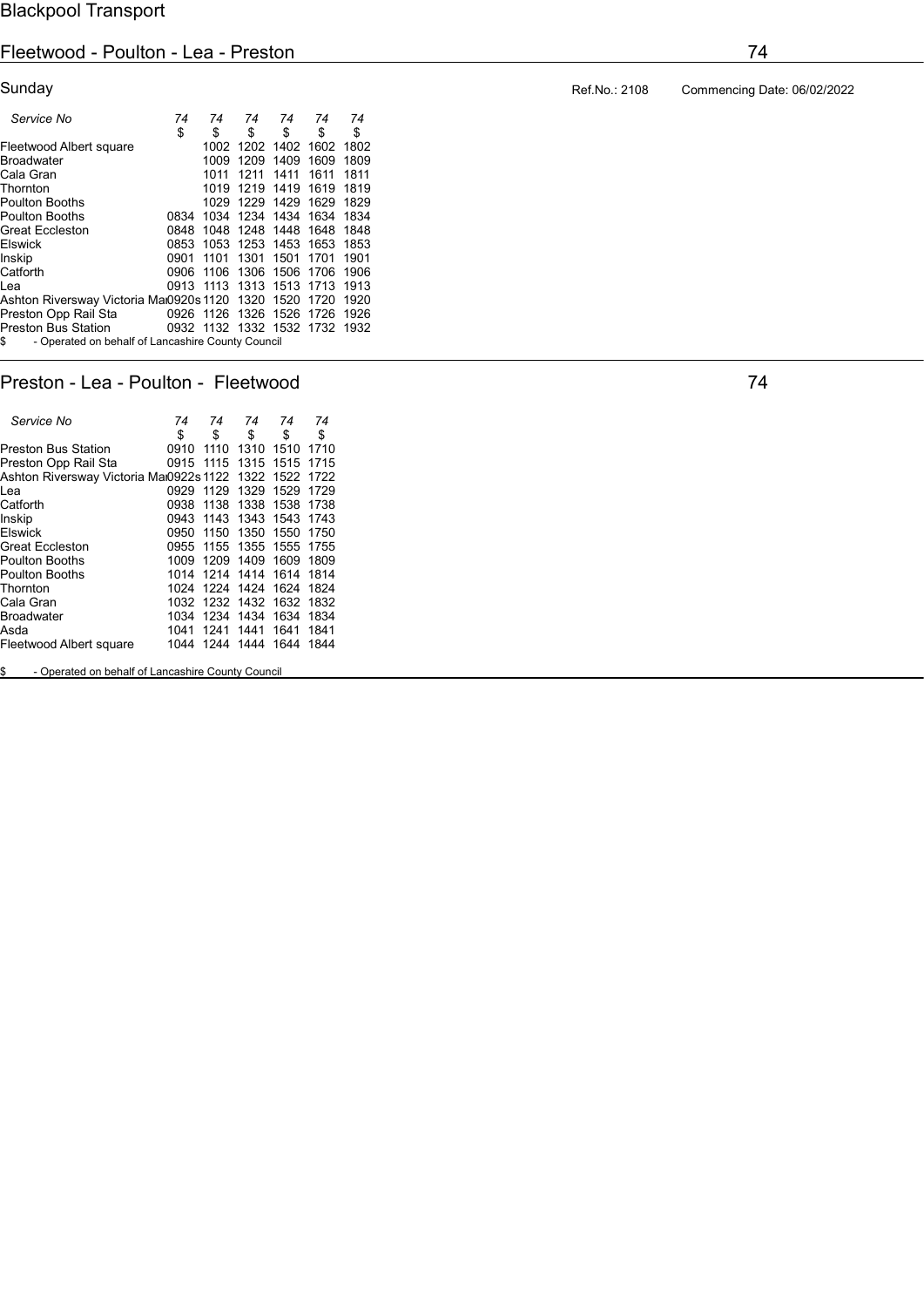Blackpool Transport

## Fleetwood - Poulton - Lea - Preston

74

Sunday

Ref.No.: 2108 Commencing Date: 06/02/2022

| *Service No* | *74* | *74* | *74* | *74* | *74* | *74* |
|---|---|---|---|---|---|---|
| | $ | $ | $ | $ | $ | $ |
| Fleetwood Albert square | | 1002 | 1202 | 1402 | 1602 | 1802 |
| Broadwater | | 1009 | 1209 | 1409 | 1609 | 1809 |
| Cala Gran | | 1011 | 1211 | 1411 | 1611 | 1811 |
| Thornton | | 1019 | 1219 | 1419 | 1619 | 1819 |
| Poulton Booths | | 1029 | 1229 | 1429 | 1629 | 1829 |
| Poulton Booths | 0834 | 1034 | 1234 | 1434 | 1634 | 1834 |
| Great Eccleston | 0848 | 1048 | 1248 | 1448 | 1648 | 1848 |
| Elswick | 0853 | 1053 | 1253 | 1453 | 1653 | 1853 |
| Inskip | 0901 | 1101 | 1301 | 1501 | 1701 | 1901 |
| Catforth | 0906 | 1106 | 1306 | 1506 | 1706 | 1906 |
| Lea | 0913 | 1113 | 1313 | 1513 | 1713 | 1913 |
| Ashton Riversway Victoria Ma | 0920s | 1120 | 1320 | 1520 | 1720 | 1920 |
| Preston Opp Rail Sta | 0926 | 1126 | 1326 | 1526 | 1726 | 1926 |
| Preston Bus Station | 0932 | 1132 | 1332 | 1532 | 1732 | 1932 |

$ - Operated on behalf of Lancashire County Council

## Preston - Lea - Poulton - Fleetwood

74

| *Service No* | *74* | *74* | *74* | *74* | *74* |
|---|---|---|---|---|---|
| | $ | $ | $ | $ | $ |
| Preston Bus Station | 0910 | 1110 | 1310 | 1510 | 1710 |
| Preston Opp Rail Sta | 0915 | 1115 | 1315 | 1515 | 1715 |
| Ashton Riversway Victoria Ma | 0922s | 1122 | 1322 | 1522 | 1722 |
| Lea | 0929 | 1129 | 1329 | 1529 | 1729 |
| Catforth | 0938 | 1138 | 1338 | 1538 | 1738 |
| Inskip | 0943 | 1143 | 1343 | 1543 | 1743 |
| Elswick | 0950 | 1150 | 1350 | 1550 | 1750 |
| Great Eccleston | 0955 | 1155 | 1355 | 1555 | 1755 |
| Poulton Booths | 1009 | 1209 | 1409 | 1609 | 1809 |
| Poulton Booths | 1014 | 1214 | 1414 | 1614 | 1814 |
| Thornton | 1024 | 1224 | 1424 | 1624 | 1824 |
| Cala Gran | 1032 | 1232 | 1432 | 1632 | 1832 |
| Broadwater | 1034 | 1234 | 1434 | 1634 | 1834 |
| Asda | 1041 | 1241 | 1441 | 1641 | 1841 |
| Fleetwood Albert square | 1044 | 1244 | 1444 | 1644 | 1844 |

$ - Operated on behalf of Lancashire County Council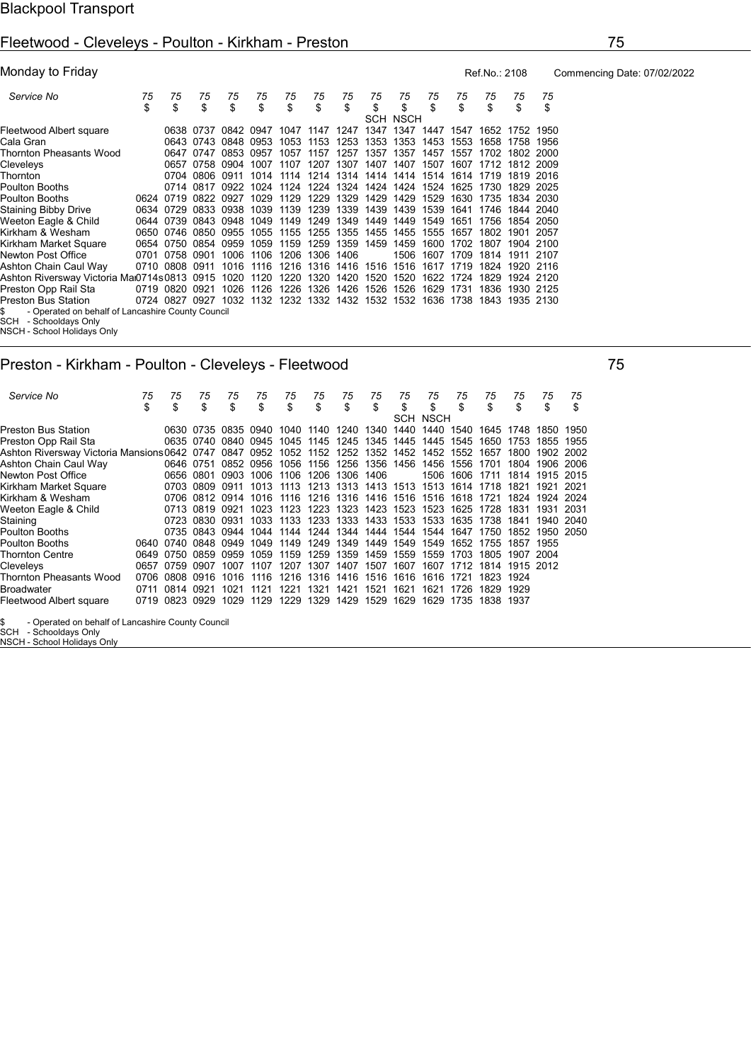Blackpool Transport

## Fleetwood - Cleveleys - Poulton - Kirkham - Preston 75

Monday to Friday | Ref.No.: 2108 | Commencing Date: 07/02/2022

| Service No | 75 | 75 | 75 | 75 | 75 | 75 | 75 | 75 | 75 | 75 | 75 | 75 | 75 | 75 | 75 |
|---|---|---|---|---|---|---|---|---|---|---|---|---|---|---|---|
| | $ | $ | $ | $ | $ | $ | $ | $ | $ | $ | $ | $ | $ | $ | $ |
| | | | | | | | | | SCH | NSCH | | | | | |
| Fleetwood Albert square | | 0638 | 0737 | 0842 | 0947 | 1047 | 1147 | 1247 | 1347 | 1347 | 1447 | 1547 | 1652 | 1752 | 1950 |
| Cala Gran | | 0643 | 0743 | 0848 | 0953 | 1053 | 1153 | 1253 | 1353 | 1353 | 1453 | 1553 | 1658 | 1758 | 1956 |
| Thornton Pheasants Wood | | 0647 | 0747 | 0853 | 0957 | 1057 | 1157 | 1257 | 1357 | 1357 | 1457 | 1557 | 1702 | 1802 | 2000 |
| Cleveleys | | 0657 | 0758 | 0904 | 1007 | 1107 | 1207 | 1307 | 1407 | 1407 | 1507 | 1607 | 1712 | 1812 | 2009 |
| Thornton | | 0704 | 0806 | 0911 | 1014 | 1114 | 1214 | 1314 | 1414 | 1414 | 1514 | 1614 | 1719 | 1819 | 2016 |
| Poulton Booths | | 0714 | 0817 | 0922 | 1024 | 1124 | 1224 | 1324 | 1424 | 1424 | 1524 | 1625 | 1730 | 1829 | 2025 |
| Poulton Booths | 0624 | 0719 | 0822 | 0927 | 1029 | 1129 | 1229 | 1329 | 1429 | 1429 | 1529 | 1630 | 1735 | 1834 | 2030 |
| Staining Bibby Drive | 0634 | 0729 | 0833 | 0938 | 1039 | 1139 | 1239 | 1339 | 1439 | 1439 | 1539 | 1641 | 1746 | 1844 | 2040 |
| Weeton Eagle & Child | 0644 | 0739 | 0843 | 0948 | 1049 | 1149 | 1249 | 1349 | 1449 | 1449 | 1549 | 1651 | 1756 | 1854 | 2050 |
| Kirkham & Wesham | 0650 | 0746 | 0850 | 0955 | 1055 | 1155 | 1255 | 1355 | 1455 | 1455 | 1555 | 1657 | 1802 | 1901 | 2057 |
| Kirkham Market Square | 0654 | 0750 | 0854 | 0959 | 1059 | 1159 | 1259 | 1359 | 1459 | 1459 | 1600 | 1702 | 1807 | 1904 | 2100 |
| Newton Post Office | 0701 | 0758 | 0901 | 1006 | 1106 | 1206 | 1306 | 1406 | | 1506 | 1607 | 1709 | 1814 | 1911 | 2107 |
| Ashton Chain Caul Way | 0710 | 0808 | 0911 | 1016 | 1116 | 1216 | 1316 | 1416 | 1516 | 1516 | 1617 | 1719 | 1824 | 1920 | 2116 |
| Ashton Riversway Victoria Mansions | 0714s | 0813 | 0915 | 1020 | 1120 | 1220 | 1320 | 1420 | 1520 | 1520 | 1622 | 1724 | 1829 | 1924 | 2120 |
| Preston Opp Rail Sta | 0719 | 0820 | 0921 | 1026 | 1126 | 1226 | 1326 | 1426 | 1526 | 1526 | 1629 | 1731 | 1836 | 1930 | 2125 |
| Preston Bus Station | 0724 | 0827 | 0927 | 1032 | 1132 | 1232 | 1332 | 1432 | 1532 | 1532 | 1636 | 1738 | 1843 | 1935 | 2130 |

$ - Operated on behalf of Lancashire County Council
SCH - Schooldays Only
NSCH - School Holidays Only

## Preston - Kirkham - Poulton - Cleveleys - Fleetwood 75

| Service No | 75 | 75 | 75 | 75 | 75 | 75 | 75 | 75 | 75 | 75 | 75 | 75 | 75 | 75 | 75 | 75 |
|---|---|---|---|---|---|---|---|---|---|---|---|---|---|---|---|---|
| | $ | $ | $ | $ | $ | $ | $ | $ | $ | $ | $ | $ | $ | $ | $ | $ |
| | | | | | | | | | | SCH | NSCH | | | | | |
| Preston Bus Station | | 0630 | 0735 | 0835 | 0940 | 1040 | 1140 | 1240 | 1340 | 1440 | 1440 | 1540 | 1645 | 1748 | 1850 | 1950 |
| Preston Opp Rail Sta | | 0635 | 0740 | 0840 | 0945 | 1045 | 1145 | 1245 | 1345 | 1445 | 1445 | 1545 | 1650 | 1753 | 1855 | 1955 |
| Ashton Riversway Victoria Mansions | | 0642 | 0747 | 0847 | 0952 | 1052 | 1152 | 1252 | 1352 | 1452 | 1452 | 1552 | 1657 | 1800 | 1902 | 2002 |
| Ashton Chain Caul Way | | 0646 | 0751 | 0852 | 0956 | 1056 | 1156 | 1256 | 1356 | 1456 | 1456 | 1556 | 1701 | 1804 | 1906 | 2006 |
| Newton Post Office | | 0656 | 0801 | 0903 | 1006 | 1106 | 1206 | 1306 | 1406 | | 1506 | 1606 | 1711 | 1814 | 1915 | 2015 |
| Kirkham Market Square | | 0703 | 0809 | 0911 | 1013 | 1113 | 1213 | 1313 | 1413 | 1513 | 1513 | 1614 | 1718 | 1821 | 1921 | 2021 |
| Kirkham & Wesham | | 0706 | 0812 | 0914 | 1016 | 1116 | 1216 | 1316 | 1416 | 1516 | 1516 | 1618 | 1721 | 1824 | 1924 | 2024 |
| Weeton Eagle & Child | | 0713 | 0819 | 0921 | 1023 | 1123 | 1223 | 1323 | 1423 | 1523 | 1523 | 1625 | 1728 | 1831 | 1931 | 2031 |
| Staining | | 0723 | 0830 | 0931 | 1033 | 1133 | 1233 | 1333 | 1433 | 1533 | 1533 | 1635 | 1738 | 1841 | 1940 | 2040 |
| Poulton Booths | | 0735 | 0843 | 0944 | 1044 | 1144 | 1244 | 1344 | 1444 | 1544 | 1544 | 1647 | 1750 | 1852 | 1950 | 2050 |
| Poulton Booths | 0640 | 0740 | 0848 | 0949 | 1049 | 1149 | 1249 | 1349 | 1449 | 1549 | 1549 | 1652 | 1755 | 1857 | 1955 | |
| Thornton Centre | 0649 | 0750 | 0859 | 0959 | 1059 | 1159 | 1259 | 1359 | 1459 | 1559 | 1559 | 1703 | 1805 | 1907 | 2004 | |
| Cleveleys | 0657 | 0759 | 0907 | 1007 | 1107 | 1207 | 1307 | 1407 | 1507 | 1607 | 1607 | 1712 | 1814 | 1915 | 2012 | |
| Thornton Pheasants Wood | 0706 | 0808 | 0916 | 1016 | 1116 | 1216 | 1316 | 1416 | 1516 | 1616 | 1616 | 1721 | 1823 | 1924 | | |
| Broadwater | 0711 | 0814 | 0921 | 1021 | 1121 | 1221 | 1321 | 1421 | 1521 | 1621 | 1621 | 1726 | 1829 | 1929 | | |
| Fleetwood Albert square | 0719 | 0823 | 0929 | 1029 | 1129 | 1229 | 1329 | 1429 | 1529 | 1629 | 1629 | 1735 | 1838 | 1937 | | |

$ - Operated on behalf of Lancashire County Council
SCH - Schooldays Only
NSCH - School Holidays Only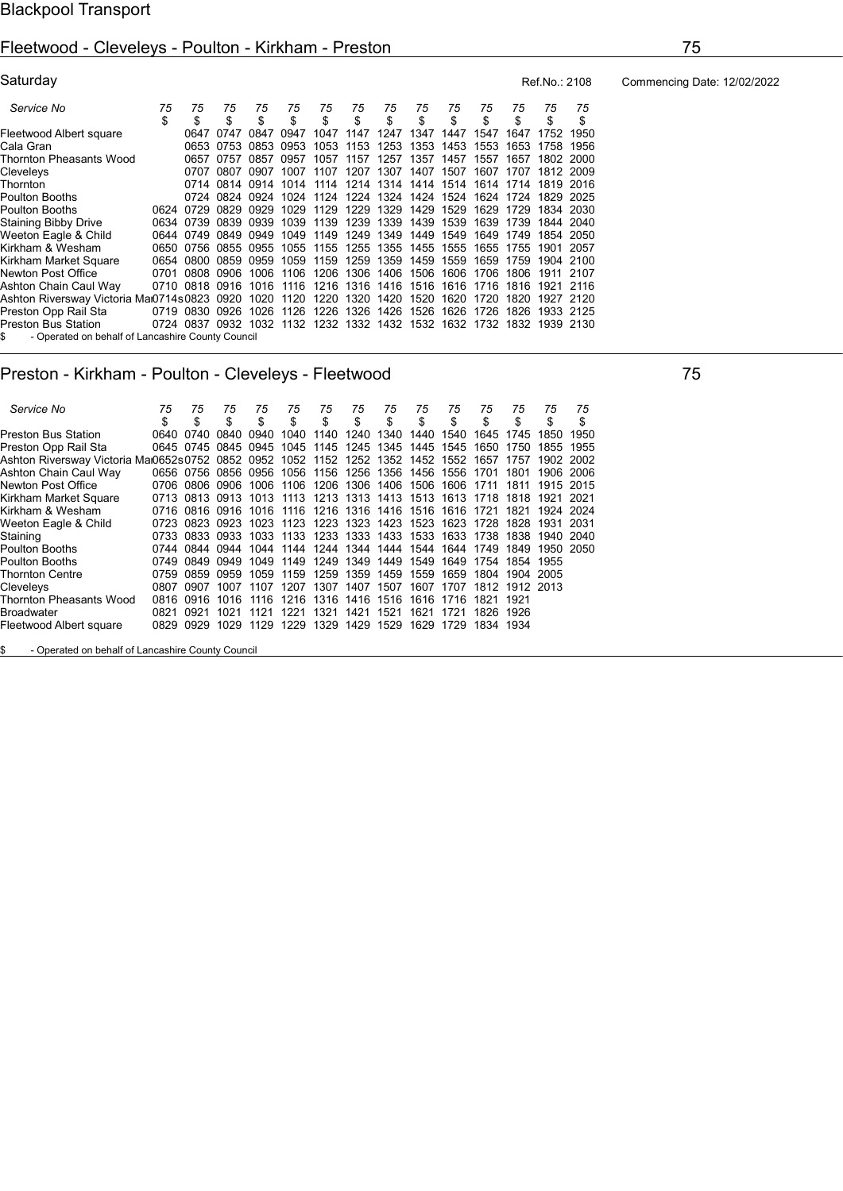Blackpool Transport

## Fleetwood - Cleveleys - Poulton - Kirkham - Preston 75

Saturday | Ref.No.: 2108 | Commencing Date: 12/02/2022

| Service No | 75 | 75 | 75 | 75 | 75 | 75 | 75 | 75 | 75 | 75 | 75 | 75 | 75 | 75 |
|---|---|---|---|---|---|---|---|---|---|---|---|---|---|---|
| | $ | $ | $ | $ | $ | $ | $ | $ | $ | $ | $ | $ | $ | $ |
| Fleetwood Albert square | | 0647 | 0747 | 0847 | 0947 | 1047 | 1147 | 1247 | 1347 | 1447 | 1547 | 1647 | 1752 | 1950 |
| Cala Gran | | 0653 | 0753 | 0853 | 0953 | 1053 | 1153 | 1253 | 1353 | 1453 | 1553 | 1653 | 1758 | 1956 |
| Thornton Pheasants Wood | | 0657 | 0757 | 0857 | 0957 | 1057 | 1157 | 1257 | 1357 | 1457 | 1557 | 1657 | 1802 | 2000 |
| Cleveleys | | 0707 | 0807 | 0907 | 1007 | 1107 | 1207 | 1307 | 1407 | 1507 | 1607 | 1707 | 1812 | 2009 |
| Thornton | | 0714 | 0814 | 0914 | 1014 | 1114 | 1214 | 1314 | 1414 | 1514 | 1614 | 1714 | 1819 | 2016 |
| Poulton Booths | | 0724 | 0824 | 0924 | 1024 | 1124 | 1224 | 1324 | 1424 | 1524 | 1624 | 1724 | 1829 | 2025 |
| Poulton Booths | 0624 | 0729 | 0829 | 0929 | 1029 | 1129 | 1229 | 1329 | 1429 | 1529 | 1629 | 1729 | 1834 | 2030 |
| Staining Bibby Drive | 0634 | 0739 | 0839 | 0939 | 1039 | 1139 | 1239 | 1339 | 1439 | 1539 | 1639 | 1739 | 1844 | 2040 |
| Weeton Eagle & Child | 0644 | 0749 | 0849 | 0949 | 1049 | 1149 | 1249 | 1349 | 1449 | 1549 | 1649 | 1749 | 1854 | 2050 |
| Kirkham & Wesham | 0650 | 0756 | 0855 | 0955 | 1055 | 1155 | 1255 | 1355 | 1455 | 1555 | 1655 | 1755 | 1901 | 2057 |
| Kirkham Market Square | 0654 | 0800 | 0859 | 0959 | 1059 | 1159 | 1259 | 1359 | 1459 | 1559 | 1659 | 1759 | 1904 | 2100 |
| Newton Post Office | 0701 | 0808 | 0906 | 1006 | 1106 | 1206 | 1306 | 1406 | 1506 | 1606 | 1706 | 1806 | 1911 | 2107 |
| Ashton Chain Caul Way | 0710 | 0818 | 0916 | 1016 | 1116 | 1216 | 1316 | 1416 | 1516 | 1616 | 1716 | 1816 | 1921 | 2116 |
| Ashton Riversway Victoria Ma | 0714s | 0823 | 0920 | 1020 | 1120 | 1220 | 1320 | 1420 | 1520 | 1620 | 1720 | 1820 | 1927 | 2120 |
| Preston Opp Rail Sta | 0719 | 0830 | 0926 | 1026 | 1126 | 1226 | 1326 | 1426 | 1526 | 1626 | 1726 | 1826 | 1933 | 2125 |
| Preston Bus Station | 0724 | 0837 | 0932 | 1032 | 1132 | 1232 | 1332 | 1432 | 1532 | 1632 | 1732 | 1832 | 1939 | 2130 |

$ - Operated on behalf of Lancashire County Council

## Preston - Kirkham - Poulton - Cleveleys - Fleetwood 75

| Service No | 75 | 75 | 75 | 75 | 75 | 75 | 75 | 75 | 75 | 75 | 75 | 75 | 75 | 75 |
|---|---|---|---|---|---|---|---|---|---|---|---|---|---|---|
| | $ | $ | $ | $ | $ | $ | $ | $ | $ | $ | $ | $ | $ | $ |
| Preston Bus Station | 0640 | 0740 | 0840 | 0940 | 1040 | 1140 | 1240 | 1340 | 1440 | 1540 | 1645 | 1745 | 1850 | 1950 |
| Preston Opp Rail Sta | 0645 | 0745 | 0845 | 0945 | 1045 | 1145 | 1245 | 1345 | 1445 | 1545 | 1650 | 1750 | 1855 | 1955 |
| Ashton Riversway Victoria Ma | 0652s | 0752 | 0852 | 0952 | 1052 | 1152 | 1252 | 1352 | 1452 | 1552 | 1657 | 1757 | 1902 | 2002 |
| Ashton Chain Caul Way | 0656 | 0756 | 0856 | 0956 | 1056 | 1156 | 1256 | 1356 | 1456 | 1556 | 1701 | 1801 | 1906 | 2006 |
| Newton Post Office | 0706 | 0806 | 0906 | 1006 | 1106 | 1206 | 1306 | 1406 | 1506 | 1606 | 1711 | 1811 | 1915 | 2015 |
| Kirkham Market Square | 0713 | 0813 | 0913 | 1013 | 1113 | 1213 | 1313 | 1413 | 1513 | 1613 | 1718 | 1818 | 1921 | 2021 |
| Kirkham & Wesham | 0716 | 0816 | 0916 | 1016 | 1116 | 1216 | 1316 | 1416 | 1516 | 1616 | 1721 | 1821 | 1924 | 2024 |
| Weeton Eagle & Child | 0723 | 0823 | 0923 | 1023 | 1123 | 1223 | 1323 | 1423 | 1523 | 1623 | 1728 | 1828 | 1931 | 2031 |
| Staining | 0733 | 0833 | 0933 | 1033 | 1133 | 1233 | 1333 | 1433 | 1533 | 1633 | 1738 | 1838 | 1940 | 2040 |
| Poulton Booths | 0744 | 0844 | 0944 | 1044 | 1144 | 1244 | 1344 | 1444 | 1544 | 1644 | 1749 | 1849 | 1950 | 2050 |
| Poulton Booths | 0749 | 0849 | 0949 | 1049 | 1149 | 1249 | 1349 | 1449 | 1549 | 1649 | 1754 | 1854 | 1955 | |
| Thornton Centre | 0759 | 0859 | 0959 | 1059 | 1159 | 1259 | 1359 | 1459 | 1559 | 1659 | 1804 | 1904 | 2005 | |
| Cleveleys | 0807 | 0907 | 1007 | 1107 | 1207 | 1307 | 1407 | 1507 | 1607 | 1707 | 1812 | 1912 | 2013 | |
| Thornton Pheasants Wood | 0816 | 0916 | 1016 | 1116 | 1216 | 1316 | 1416 | 1516 | 1616 | 1716 | 1821 | 1921 | | |
| Broadwater | 0821 | 0921 | 1021 | 1121 | 1221 | 1321 | 1421 | 1521 | 1621 | 1721 | 1826 | 1926 | | |
| Fleetwood Albert square | 0829 | 0929 | 1029 | 1129 | 1229 | 1329 | 1429 | 1529 | 1629 | 1729 | 1834 | 1934 | | |

$ - Operated on behalf of Lancashire County Council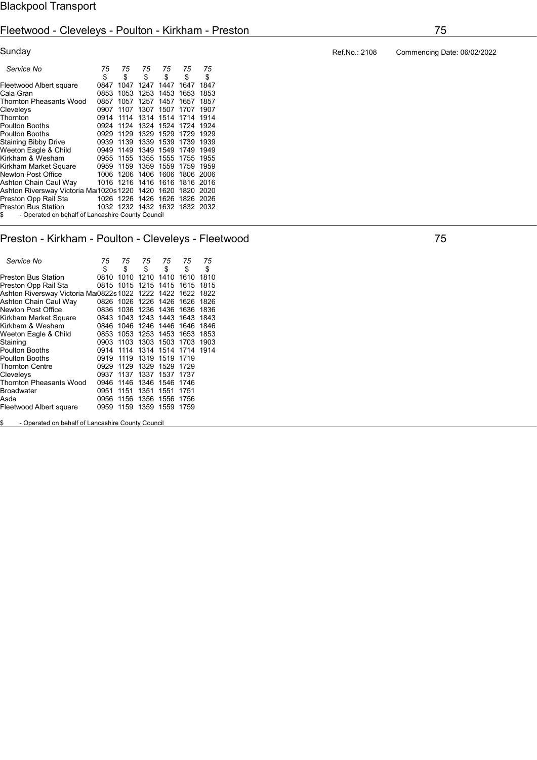Blackpool Transport

## Fleetwood - Cleveleys - Poulton - Kirkham - Preston 75

Sunday

Ref.No.: 2108 Commencing Date: 06/02/2022

| Service No | 75 | 75 | 75 | 75 | 75 | 75 |
|---|---|---|---|---|---|---|
| | $ | $ | $ | $ | $ | $ |
| Fleetwood Albert square | 0847 | 1047 | 1247 | 1447 | 1647 | 1847 |
| Cala Gran | 0853 | 1053 | 1253 | 1453 | 1653 | 1853 |
| Thornton Pheasants Wood | 0857 | 1057 | 1257 | 1457 | 1657 | 1857 |
| Cleveleys | 0907 | 1107 | 1307 | 1507 | 1707 | 1907 |
| Thornton | 0914 | 1114 | 1314 | 1514 | 1714 | 1914 |
| Poulton Booths | 0924 | 1124 | 1324 | 1524 | 1724 | 1924 |
| Poulton Booths | 0929 | 1129 | 1329 | 1529 | 1729 | 1929 |
| Staining Bibby Drive | 0939 | 1139 | 1339 | 1539 | 1739 | 1939 |
| Weeton Eagle & Child | 0949 | 1149 | 1349 | 1549 | 1749 | 1949 |
| Kirkham & Wesham | 0955 | 1155 | 1355 | 1555 | 1755 | 1955 |
| Kirkham Market Square | 0959 | 1159 | 1359 | 1559 | 1759 | 1959 |
| Newton Post Office | 1006 | 1206 | 1406 | 1606 | 1806 | 2006 |
| Ashton Chain Caul Way | 1016 | 1216 | 1416 | 1616 | 1816 | 2016 |
| Ashton Riversway Victoria Mar | 1020s | 1220 | 1420 | 1620 | 1820 | 2020 |
| Preston Opp Rail Sta | 1026 | 1226 | 1426 | 1626 | 1826 | 2026 |
| Preston Bus Station | 1032 | 1232 | 1432 | 1632 | 1832 | 2032 |

$ - Operated on behalf of Lancashire County Council

## Preston - Kirkham - Poulton - Cleveleys - Fleetwood 75

| Service No | 75 | 75 | 75 | 75 | 75 | 75 |
|---|---|---|---|---|---|---|
| | $ | $ | $ | $ | $ | $ |
| Preston Bus Station | 0810 | 1010 | 1210 | 1410 | 1610 | 1810 |
| Preston Opp Rail Sta | 0815 | 1015 | 1215 | 1415 | 1615 | 1815 |
| Ashton Riversway Victoria Mar | 0822s | 1022 | 1222 | 1422 | 1622 | 1822 |
| Ashton Chain Caul Way | 0826 | 1026 | 1226 | 1426 | 1626 | 1826 |
| Newton Post Office | 0836 | 1036 | 1236 | 1436 | 1636 | 1836 |
| Kirkham Market Square | 0843 | 1043 | 1243 | 1443 | 1643 | 1843 |
| Kirkham & Wesham | 0846 | 1046 | 1246 | 1446 | 1646 | 1846 |
| Weeton Eagle & Child | 0853 | 1053 | 1253 | 1453 | 1653 | 1853 |
| Staining | 0903 | 1103 | 1303 | 1503 | 1703 | 1903 |
| Poulton Booths | 0914 | 1114 | 1314 | 1514 | 1714 | 1914 |
| Poulton Booths | 0919 | 1119 | 1319 | 1519 | 1719 | |
| Thornton Centre | 0929 | 1129 | 1329 | 1529 | 1729 | |
| Cleveleys | 0937 | 1137 | 1337 | 1537 | 1737 | |
| Thornton Pheasants Wood | 0946 | 1146 | 1346 | 1546 | 1746 | |
| Broadwater | 0951 | 1151 | 1351 | 1551 | 1751 | |
| Asda | 0956 | 1156 | 1356 | 1556 | 1756 | |
| Fleetwood Albert square | 0959 | 1159 | 1359 | 1559 | 1759 | |

$ - Operated on behalf of Lancashire County Council